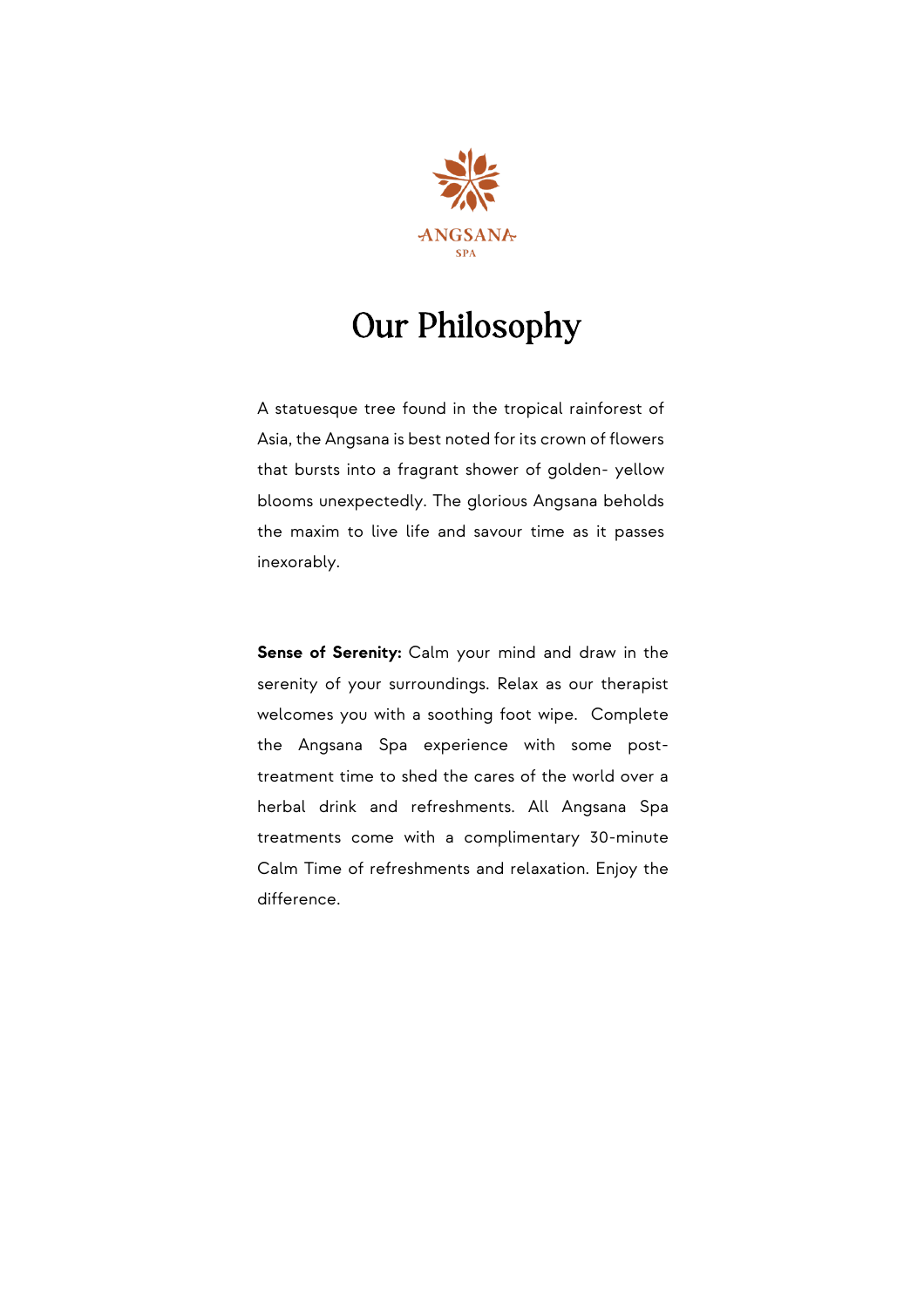ANGSANA

SPA

# Our Philosophy

A statuesque tree found in the tropical rainforest of Asia, the Angsana is best noted for its crown of flowers that bursts into a fragrant shower of golden- yellow blooms unexpectedly. The glorious Angsana beholds the maxim to live life and savour time as it passes inexorably.

**Sense of Serenity:** Calm your mind and draw in the serenity of your surroundings. Relax as our therapist welcomes you with a soothing foot wipe. Complete the Angsana Spa experience with some post-treatment time to shed the cares of the world over a herbal drink and refreshments. All Angsana Spa treatments come with a complimentary 30-minute Calm Time of refreshments and relaxation. Enjoy the difference.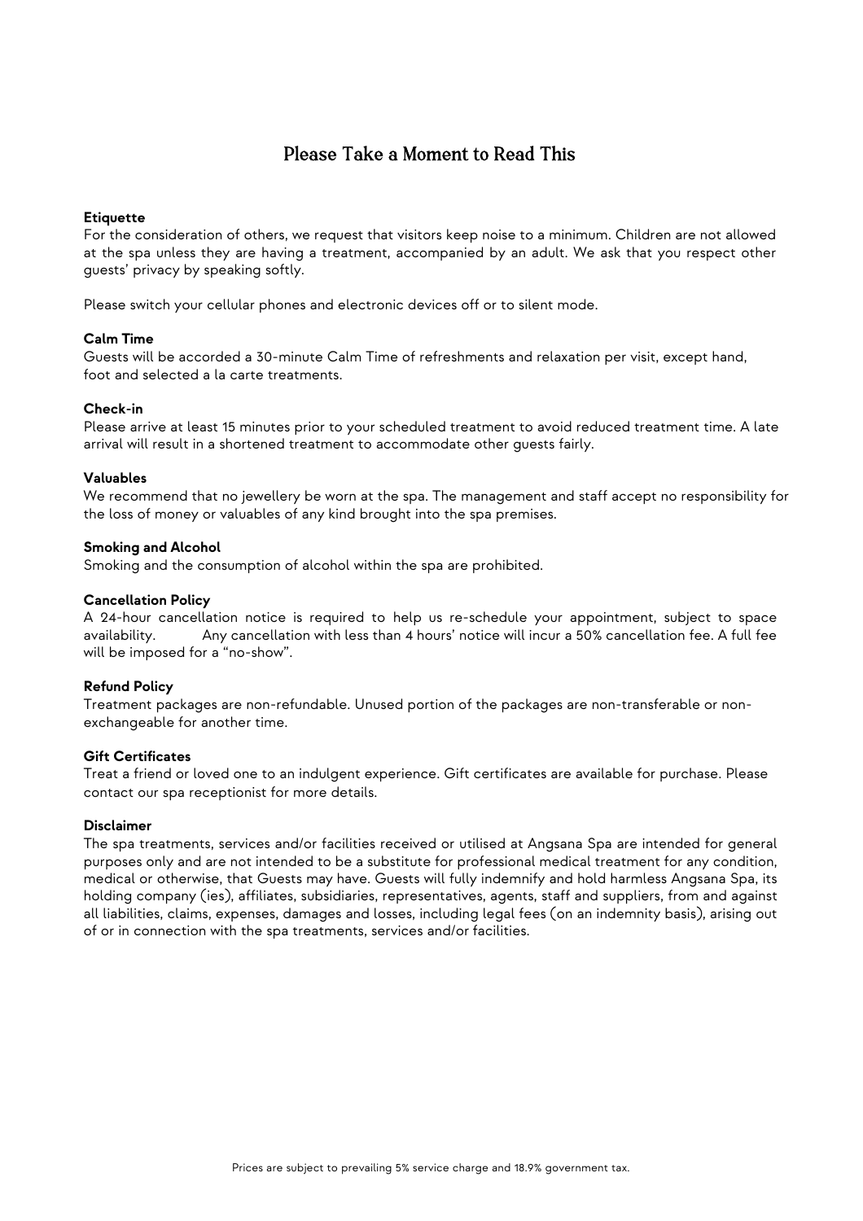# Please Take a Moment to Read This

**Etiquette**

For the consideration of others, we request that visitors keep noise to a minimum. Children are not allowed at the spa unless they are having a treatment, accompanied by an adult. We ask that you respect other guests' privacy by speaking softly.

Please switch your cellular phones and electronic devices off or to silent mode.

**Calm Time**

Guests will be accorded a 30-minute Calm Time of refreshments and relaxation per visit, except hand, foot and selected a la carte treatments.

**Check-in**

Please arrive at least 15 minutes prior to your scheduled treatment to avoid reduced treatment time. A late arrival will result in a shortened treatment to accommodate other guests fairly.

**Valuables**

We recommend that no jewellery be worn at the spa. The management and staff accept no responsibility for the loss of money or valuables of any kind brought into the spa premises.

**Smoking and Alcohol**

Smoking and the consumption of alcohol within the spa are prohibited.

**Cancellation Policy**

A 24-hour cancellation notice is required to help us re-schedule your appointment, subject to space availability. Any cancellation with less than 4 hours' notice will incur a 50% cancellation fee. A full fee will be imposed for a "no-show".

**Refund Policy**

Treatment packages are non-refundable. Unused portion of the packages are non-transferable or non-exchangeable for another time.

**Gift Certificates**

Treat a friend or loved one to an indulgent experience. Gift certificates are available for purchase. Please contact our spa receptionist for more details.

**Disclaimer**

The spa treatments, services and/or facilities received or utilised at Angsana Spa are intended for general purposes only and are not intended to be a substitute for professional medical treatment for any condition, medical or otherwise, that Guests may have. Guests will fully indemnify and hold harmless Angsana Spa, its holding company (ies), affiliates, subsidiaries, representatives, agents, staff and suppliers, from and against all liabilities, claims, expenses, damages and losses, including legal fees (on an indemnity basis), arising out of or in connection with the spa treatments, services and/or facilities.

Prices are subject to prevailing 5% service charge and 18.9% government tax.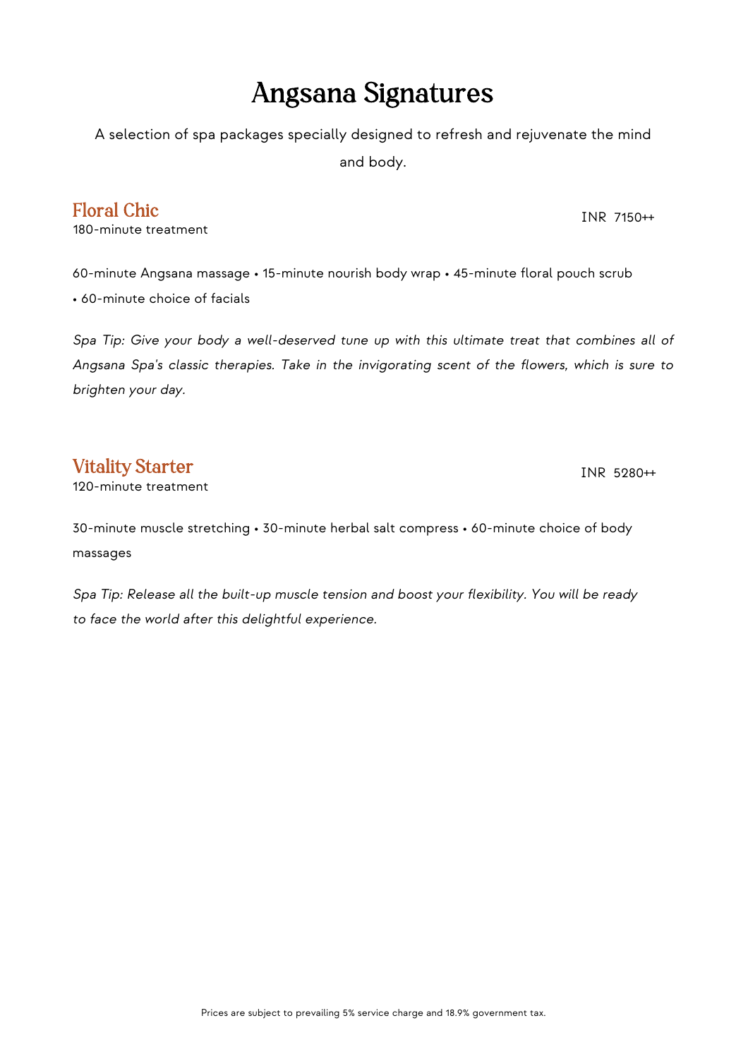# Angsana Signatures

A selection of spa packages specially designed to refresh and rejuvenate the mind and body.

## Floral Chic

180-minute treatment

INR 7150++

60-minute Angsana massage • 15-minute nourish body wrap • 45-minute floral pouch scrub • 60-minute choice of facials

*Spa Tip: Give your body a well-deserved tune up with this ultimate treat that combines all of Angsana Spa's classic therapies. Take in the invigorating scent of the flowers, which is sure to brighten your day.*

## Vitality Starter

120-minute treatment

INR 5280++

30-minute muscle stretching • 30-minute herbal salt compress • 60-minute choice of body massages

*Spa Tip: Release all the built-up muscle tension and boost your flexibility. You will be ready to face the world after this delightful experience.*

Prices are subject to prevailing 5% service charge and 18.9% government tax.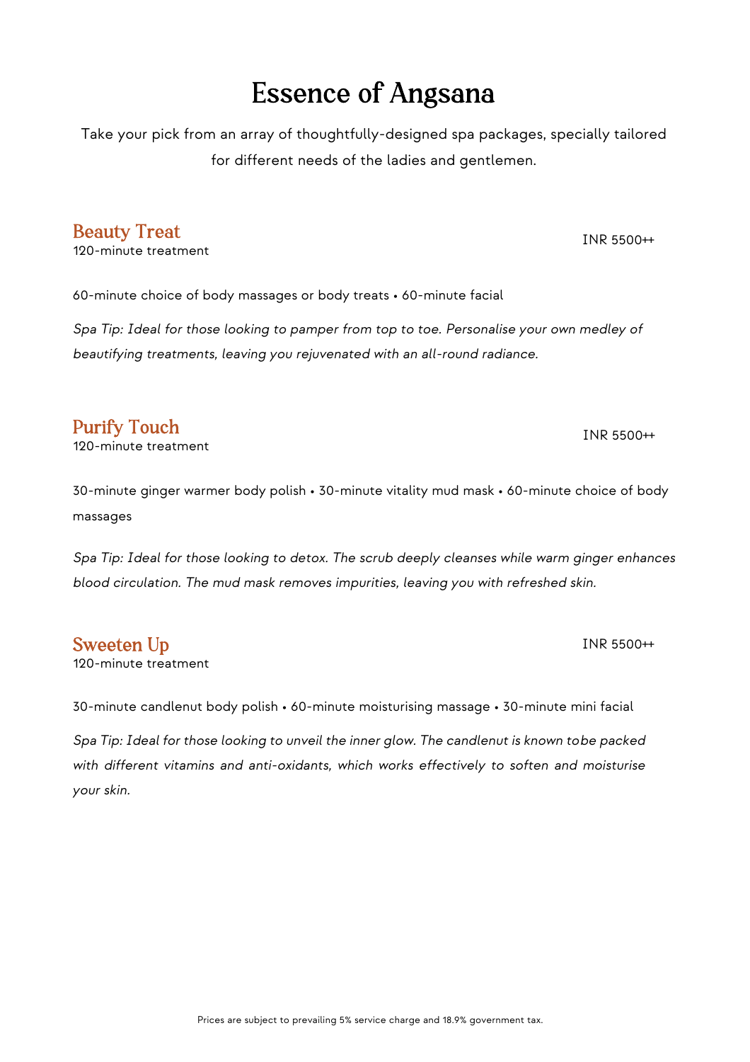# Essence of Angsana

Take your pick from an array of thoughtfully-designed spa packages, specially tailored for different needs of the ladies and gentlemen.

## Beauty Treat

120-minute treatment

INR 5500++

60-minute choice of body massages or body treats • 60-minute facial

*Spa Tip: Ideal for those looking to pamper from top to toe. Personalise your own medley of beautifying treatments, leaving you rejuvenated with an all-round radiance.*

## Purify Touch

120-minute treatment

INR 5500++

30-minute ginger warmer body polish • 30-minute vitality mud mask • 60-minute choice of body massages

*Spa Tip: Ideal for those looking to detox. The scrub deeply cleanses while warm ginger enhances blood circulation. The mud mask removes impurities, leaving you with refreshed skin.*

## Sweeten Up

120-minute treatment

INR 5500++

30-minute candlenut body polish • 60-minute moisturising massage • 30-minute mini facial

*Spa Tip: Ideal for those looking to unveil the inner glow. The candlenut is known tobe packed with different vitamins and anti-oxidants, which works effectively to soften and moisturise your skin.*

Prices are subject to prevailing 5% service charge and 18.9% government tax.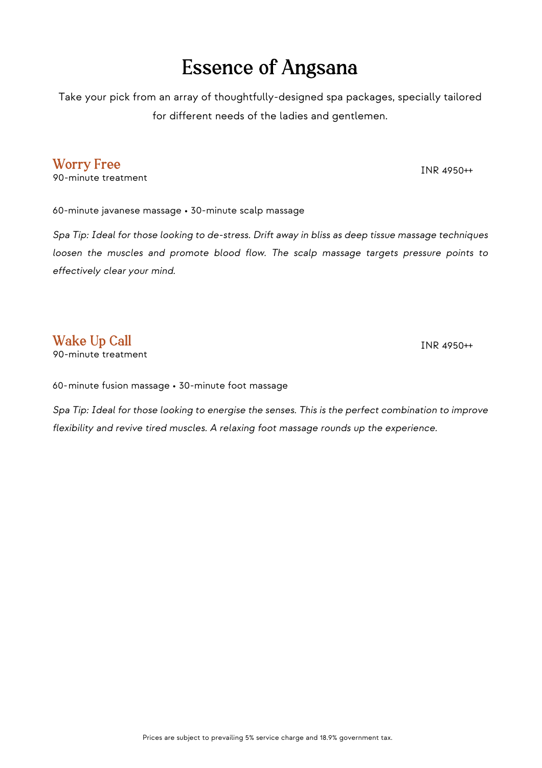# Essence of Angsana

Take your pick from an array of thoughtfully-designed spa packages, specially tailored for different needs of the ladies and gentlemen.

## Worry Free

90-minute treatment

INR 4950++

60-minute javanese massage • 30-minute scalp massage

*Spa Tip: Ideal for those looking to de-stress. Drift away in bliss as deep tissue massage techniques loosen the muscles and promote blood flow. The scalp massage targets pressure points to effectively clear your mind.*

## Wake Up Call

90-minute treatment

INR 4950++

60-minute fusion massage • 30-minute foot massage

*Spa Tip: Ideal for those looking to energise the senses. This is the perfect combination to improve flexibility and revive tired muscles. A relaxing foot massage rounds up the experience.*

Prices are subject to prevailing 5% service charge and 18.9% government tax.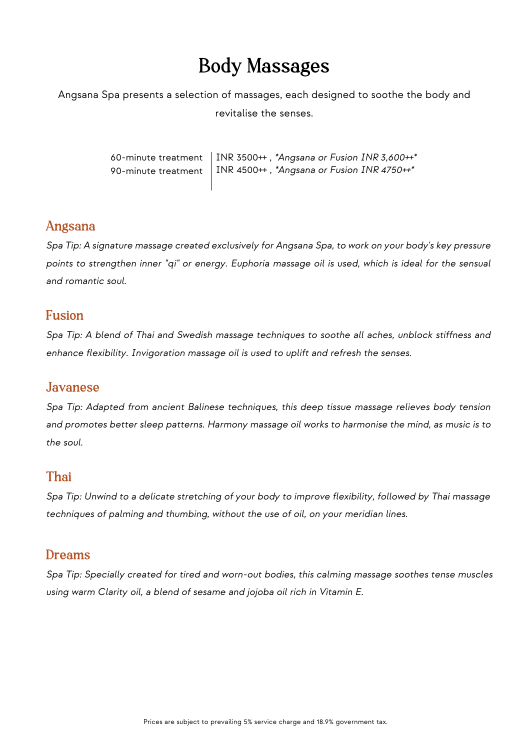# Body Massages

Angsana Spa presents a selection of massages, each designed to soothe the body and revitalise the senses.

| | |
|---|---|
| 60-minute treatment | INR 3500++ , *\*Angsana or Fusion INR 3,600++\** |
| 90-minute treatment | INR 4500++ , *\*Angsana or Fusion INR 4750++\** |

## Angsana

*Spa Tip: A signature massage created exclusively for Angsana Spa, to work on your body's key pressure points to strengthen inner "qi" or energy. Euphoria massage oil is used, which is ideal for the sensual and romantic soul.*

## Fusion

*Spa Tip: A blend of Thai and Swedish massage techniques to soothe all aches, unblock stiffness and enhance flexibility. Invigoration massage oil is used to uplift and refresh the senses.*

## Javanese

*Spa Tip: Adapted from ancient Balinese techniques, this deep tissue massage relieves body tension and promotes better sleep patterns. Harmony massage oil works to harmonise the mind, as music is to the soul.*

## Thai

*Spa Tip: Unwind to a delicate stretching of your body to improve flexibility, followed by Thai massage techniques of palming and thumbing, without the use of oil, on your meridian lines.*

## Dreams

*Spa Tip: Specially created for tired and worn-out bodies, this calming massage soothes tense muscles using warm Clarity oil, a blend of sesame and jojoba oil rich in Vitamin E.*

Prices are subject to prevailing 5% service charge and 18.9% government tax.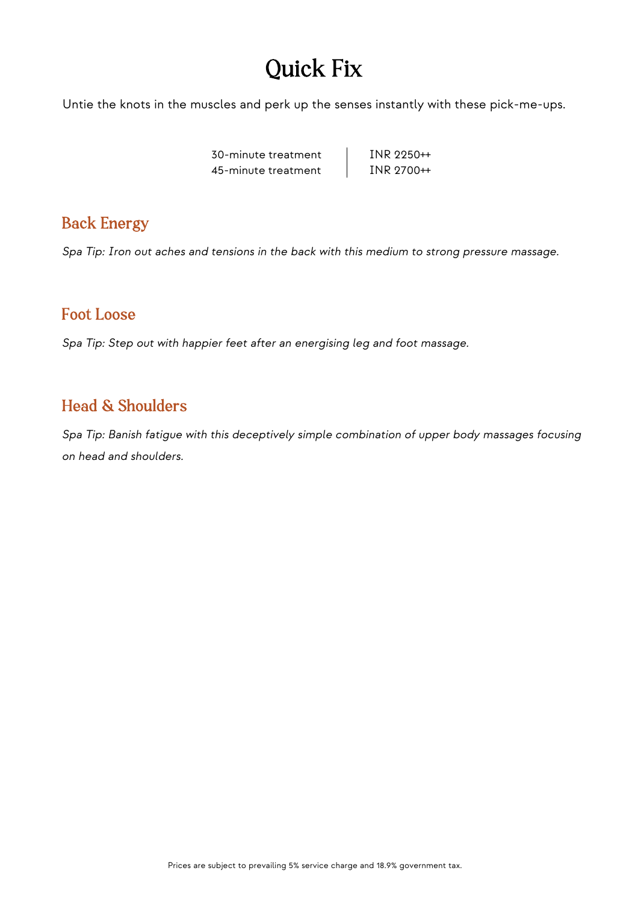# Quick Fix

Untie the knots in the muscles and perk up the senses instantly with these pick-me-ups.

| | |
|---|---|
| 30-minute treatment | INR 2250++ |
| 45-minute treatment | INR 2700++ |

## Back Energy

*Spa Tip: Iron out aches and tensions in the back with this medium to strong pressure massage.*

## Foot Loose

*Spa Tip: Step out with happier feet after an energising leg and foot massage.*

## Head & Shoulders

*Spa Tip: Banish fatigue with this deceptively simple combination of upper body massages focusing on head and shoulders.*

Prices are subject to prevailing 5% service charge and 18.9% government tax.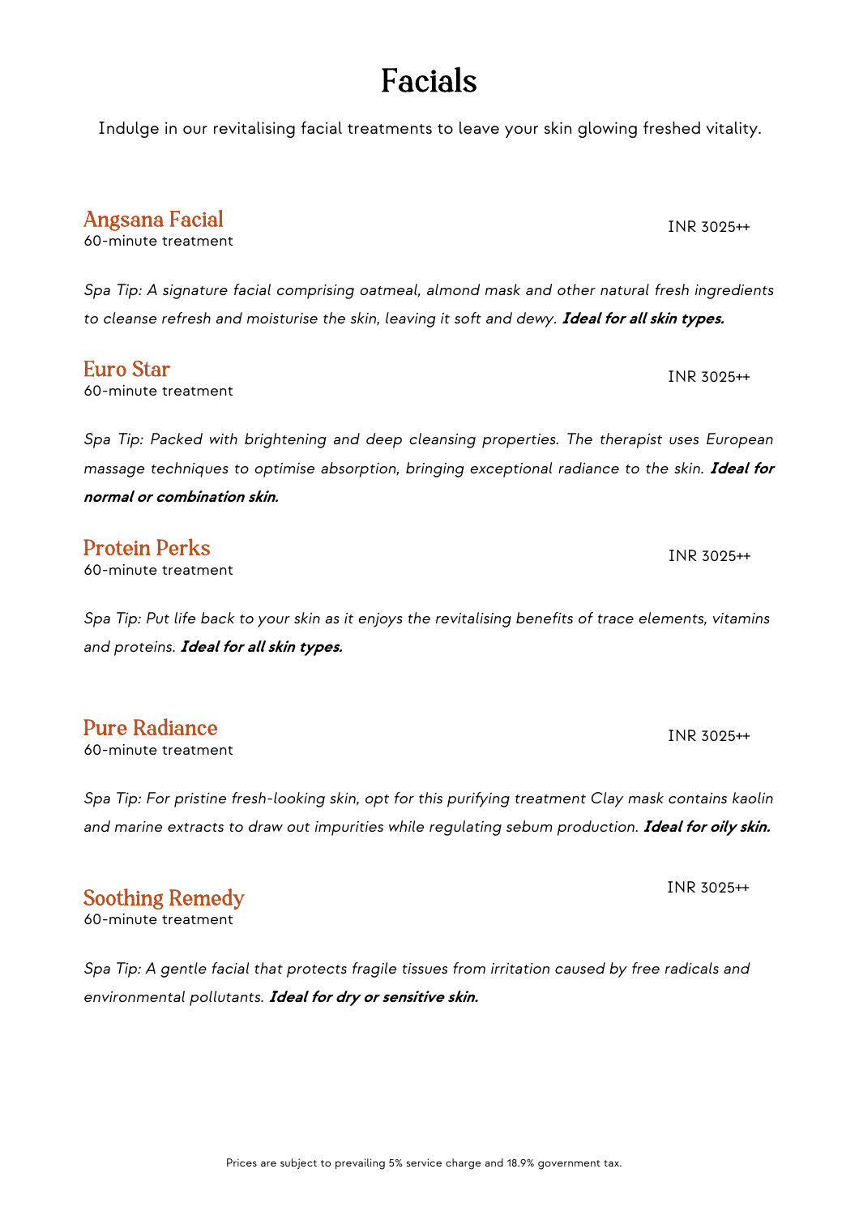# Facials

Indulge in our revitalising facial treatments to leave your skin glowing freshed vitality.

## Angsana Facial

60-minute treatment

INR 3025++

*Spa Tip: A signature facial comprising oatmeal, almond mask and other natural fresh ingredients to cleanse refresh and moisturise the skin, leaving it soft and dewy.* ***Ideal for all skin types.***

## Euro Star

60-minute treatment

INR 3025++

*Spa Tip: Packed with brightening and deep cleansing properties. The therapist uses European massage techniques to optimise absorption, bringing exceptional radiance to the skin.* ***Ideal for normal or combination skin.***

## Protein Perks

60-minute treatment

INR 3025++

*Spa Tip: Put life back to your skin as it enjoys the revitalising benefits of trace elements, vitamins and proteins.* ***Ideal for all skin types.***

## Pure Radiance

60-minute treatment

INR 3025++

*Spa Tip: For pristine fresh-looking skin, opt for this purifying treatment Clay mask contains kaolin and marine extracts to draw out impurities while regulating sebum production.* ***Ideal for oily skin.***

## Soothing Remedy

60-minute treatment

INR 3025++

*Spa Tip: A gentle facial that protects fragile tissues from irritation caused by free radicals and environmental pollutants.* ***Ideal for dry or sensitive skin.***

Prices are subject to prevailing 5% service charge and 18.9% government tax.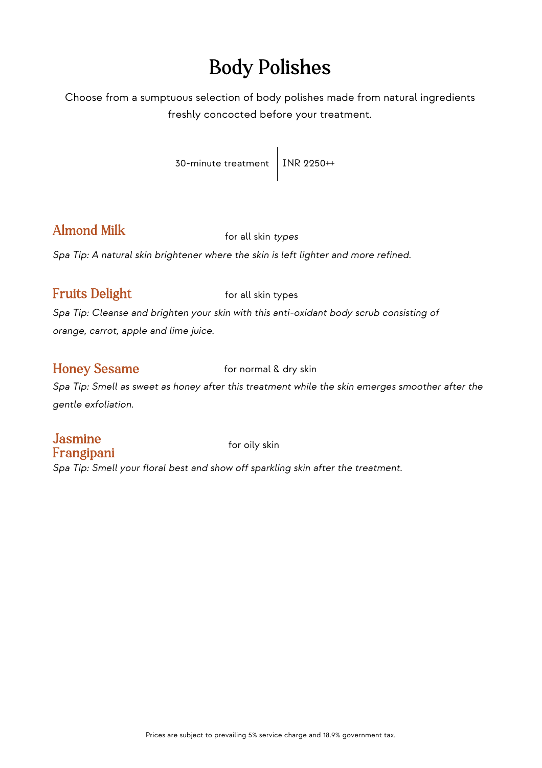# Body Polishes

Choose from a sumptuous selection of body polishes made from natural ingredients freshly concocted before your treatment.

30-minute treatment | INR 2250++

## Almond Milk

for all skin *types*

*Spa Tip: A natural skin brightener where the skin is left lighter and more refined.*

## Fruits Delight

for all skin types

*Spa Tip: Cleanse and brighten your skin with this anti-oxidant body scrub consisting of orange, carrot, apple and lime juice.*

## Honey Sesame

for normal & dry skin

*Spa Tip: Smell as sweet as honey after this treatment while the skin emerges smoother after the gentle exfoliation.*

## Jasmine Frangipani

for oily skin

*Spa Tip: Smell your floral best and show off sparkling skin after the treatment.*

Prices are subject to prevailing 5% service charge and 18.9% government tax.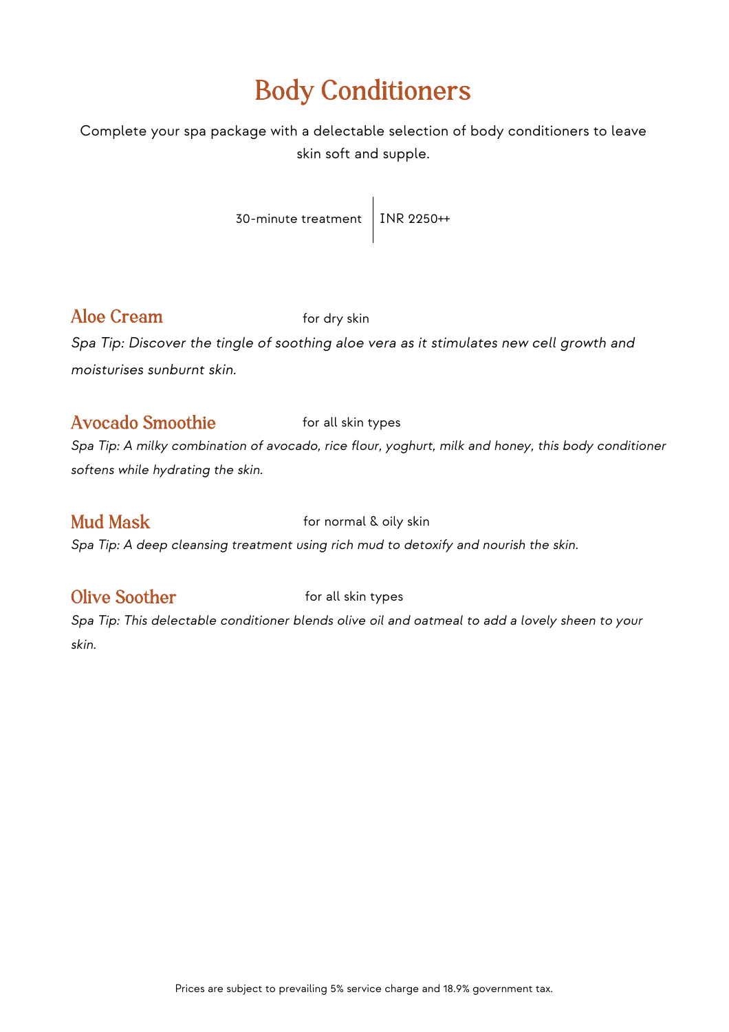# Body Conditioners

Complete your spa package with a delectable selection of body conditioners to leave skin soft and supple.

30-minute treatment | INR 2250++

## Aloe Cream

for dry skin

*Spa Tip: Discover the tingle of soothing aloe vera as it stimulates new cell growth and moisturises sunburnt skin.*

## Avocado Smoothie

for all skin types

*Spa Tip: A milky combination of avocado, rice flour, yoghurt, milk and honey, this body conditioner softens while hydrating the skin.*

## Mud Mask

for normal & oily skin

*Spa Tip: A deep cleansing treatment using rich mud to detoxify and nourish the skin.*

## Olive Soother

for all skin types

*Spa Tip: This delectable conditioner blends olive oil and oatmeal to add a lovely sheen to your skin.*

Prices are subject to prevailing 5% service charge and 18.9% government tax.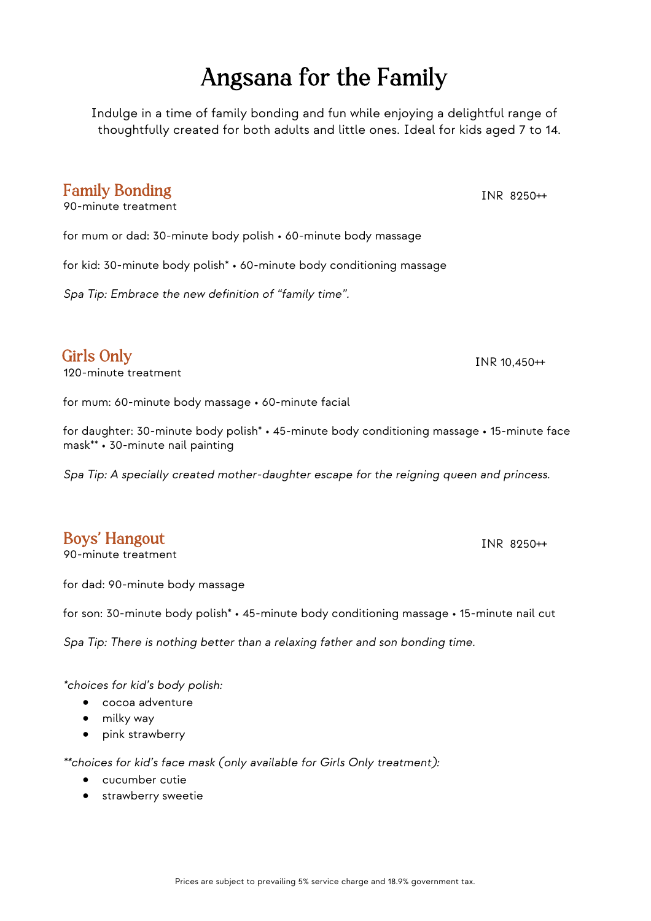# Angsana for the Family

Indulge in a time of family bonding and fun while enjoying a delightful range of thoughtfully created for both adults and little ones. Ideal for kids aged 7 to 14.

## Family Bonding

90-minute treatment

INR 8250++

for mum or dad: 30-minute body polish • 60-minute body massage

for kid: 30-minute body polish* • 60-minute body conditioning massage

*Spa Tip: Embrace the new definition of "family time".*

## Girls Only

120-minute treatment

INR 10,450++

for mum: 60-minute body massage • 60-minute facial

for daughter: 30-minute body polish* • 45-minute body conditioning massage • 15-minute face mask** • 30-minute nail painting

*Spa Tip: A specially created mother-daughter escape for the reigning queen and princess.*

## Boys' Hangout

90-minute treatment

INR 8250++

for dad: 90-minute body massage

for son: 30-minute body polish* • 45-minute body conditioning massage • 15-minute nail cut

*Spa Tip: There is nothing better than a relaxing father and son bonding time.*

*\*choices for kid's body polish:*

- cocoa adventure
- milky way
- pink strawberry

*\*\*choices for kid's face mask (only available for Girls Only treatment):*

- cucumber cutie
- strawberry sweetie

Prices are subject to prevailing 5% service charge and 18.9% government tax.